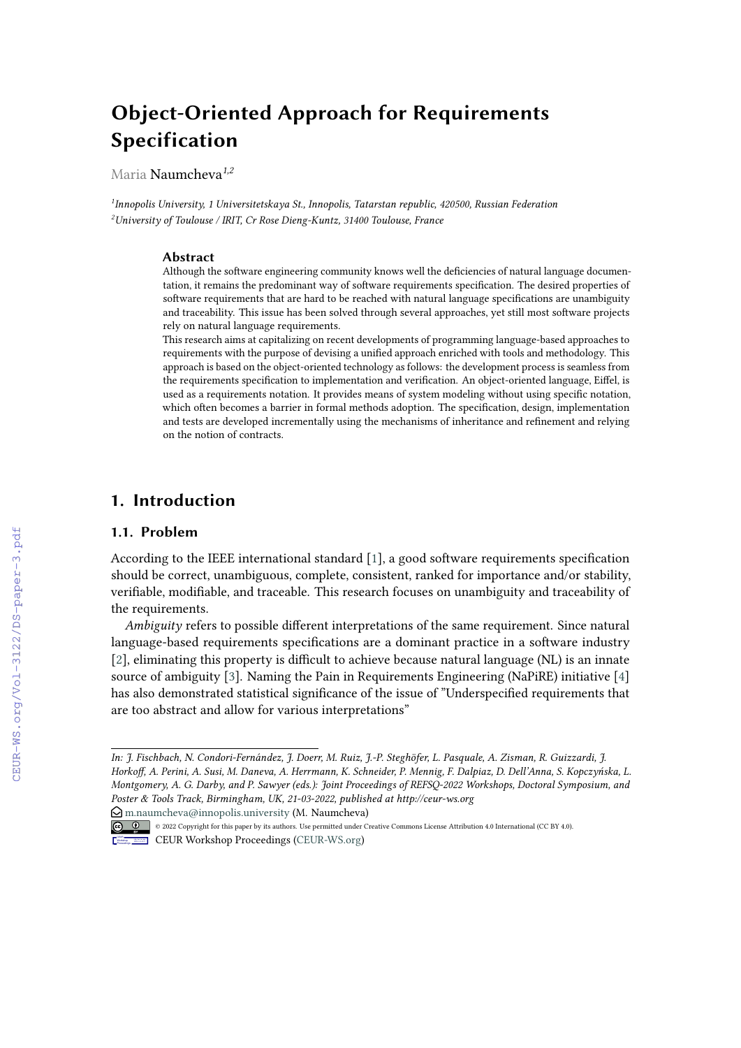# Object-Oriented Approach for Requirements Specification

Maria Naumcheva[1,2]

[1]Innopolis University, 1 Universitetskaya St., Innopolis, Tatarstan republic, 420500, Russian Federation
[2]University of Toulouse / IRIT, Cr Rose Dieng-Kuntz, 31400 Toulouse, France

### Abstract

Although the software engineering community knows well the deficiencies of natural language documentation, it remains the predominant way of software requirements specification. The desired properties of software requirements that are hard to be reached with natural language specifications are unambiguity and traceability. This issue has been solved through several approaches, yet still most software projects rely on natural language requirements.

This research aims at capitalizing on recent developments of programming language-based approaches to requirements with the purpose of devising a unified approach enriched with tools and methodology. This approach is based on the object-oriented technology as follows: the development process is seamless from the requirements specification to implementation and verification. An object-oriented language, Eiffel, is used as a requirements notation. It provides means of system modeling without using specific notation, which often becomes a barrier in formal methods adoption. The specification, design, implementation and tests are developed incrementally using the mechanisms of inheritance and refinement and relying on the notion of contracts.

## 1. Introduction

### 1.1. Problem

According to the IEEE international standard [1], a good software requirements specification should be correct, unambiguous, complete, consistent, ranked for importance and/or stability, verifiable, modifiable, and traceable. This research focuses on unambiguity and traceability of the requirements.

*Ambiguity* refers to possible different interpretations of the same requirement. Since natural language-based requirements specifications are a dominant practice in a software industry [2], eliminating this property is difficult to achieve because natural language (NL) is an innate source of ambiguity [3]. Naming the Pain in Requirements Engineering (NaPiRE) initiative [4] has also demonstrated statistical significance of the issue of "Underspecified requirements that are too abstract and allow for various interpretations"

---

*In: J. Fischbach, N. Condori-Fernández, J. Doerr, M. Ruiz, J.-P. Steghöfer, L. Pasquale, A. Zisman, R. Guizzardi, J. Horkoff, A. Perini, A. Susi, M. Daneva, A. Herrmann, K. Schneider, P. Mennig, F. Dalpiaz, D. Dell'Anna, S. Kopczyńska, L. Montgomery, A. G. Darby, and P. Sawyer (eds.): Joint Proceedings of REFSQ-2022 Workshops, Doctoral Symposium, and Poster & Tools Track, Birmingham, UK, 21-03-2022, published at http://ceur-ws.org*

m.naumcheva@innopolis.university (M. Naumcheva)

© 2022 Copyright for this paper by its authors. Use permitted under Creative Commons License Attribution 4.0 International (CC BY 4.0).

CEUR Workshop Proceedings (CEUR-WS.org)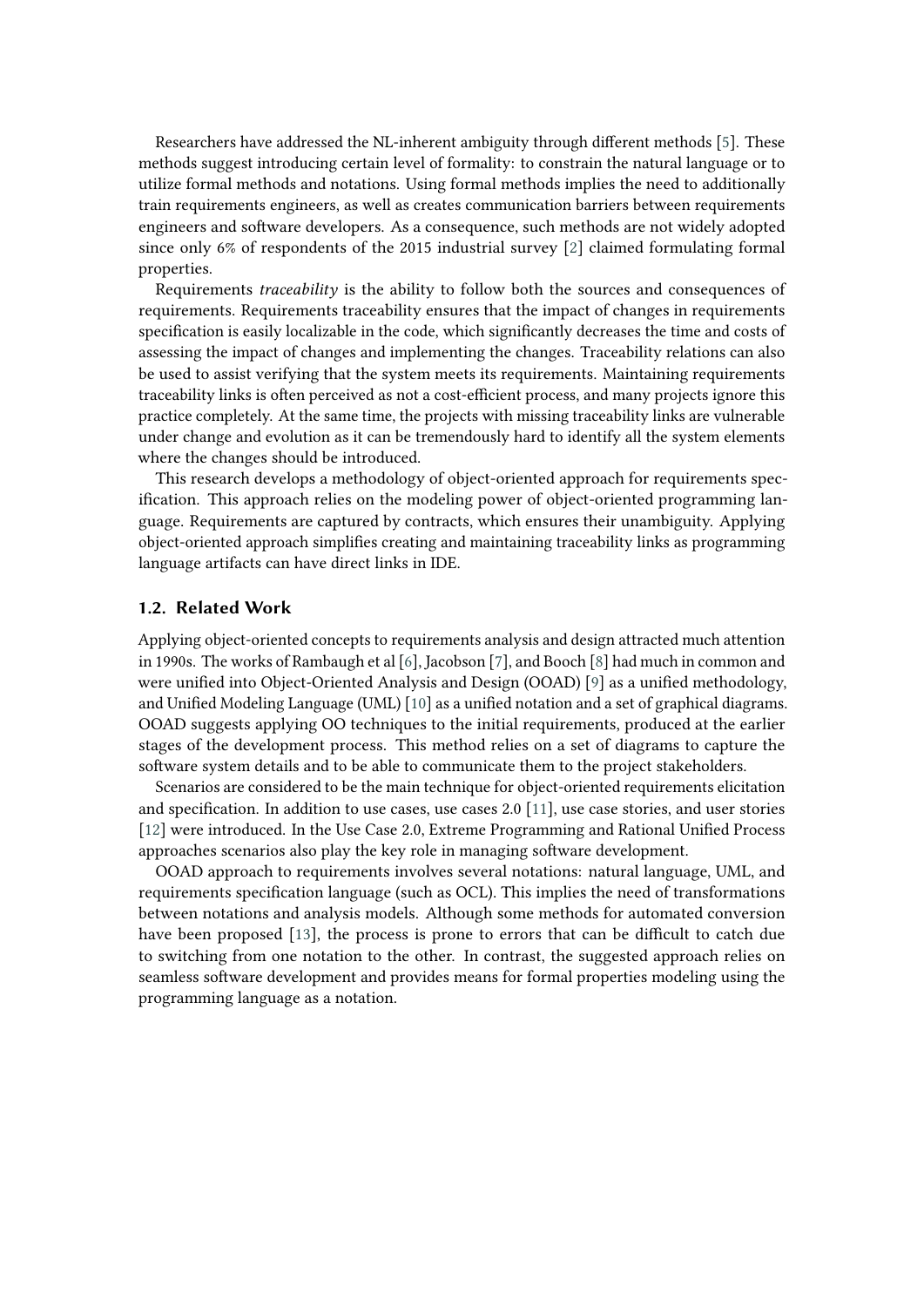Researchers have addressed the NL-inherent ambiguity through different methods [5]. These methods suggest introducing certain level of formality: to constrain the natural language or to utilize formal methods and notations. Using formal methods implies the need to additionally train requirements engineers, as well as creates communication barriers between requirements engineers and software developers. As a consequence, such methods are not widely adopted since only 6% of respondents of the 2015 industrial survey [2] claimed formulating formal properties.

Requirements *traceability* is the ability to follow both the sources and consequences of requirements. Requirements traceability ensures that the impact of changes in requirements specification is easily localizable in the code, which significantly decreases the time and costs of assessing the impact of changes and implementing the changes. Traceability relations can also be used to assist verifying that the system meets its requirements. Maintaining requirements traceability links is often perceived as not a cost-efficient process, and many projects ignore this practice completely. At the same time, the projects with missing traceability links are vulnerable under change and evolution as it can be tremendously hard to identify all the system elements where the changes should be introduced.

This research develops a methodology of object-oriented approach for requirements specification. This approach relies on the modeling power of object-oriented programming language. Requirements are captured by contracts, which ensures their unambiguity. Applying object-oriented approach simplifies creating and maintaining traceability links as programming language artifacts can have direct links in IDE.

### 1.2. Related Work

Applying object-oriented concepts to requirements analysis and design attracted much attention in 1990s. The works of Rambaugh et al [6], Jacobson [7], and Booch [8] had much in common and were unified into Object-Oriented Analysis and Design (OOAD) [9] as a unified methodology, and Unified Modeling Language (UML) [10] as a unified notation and a set of graphical diagrams. OOAD suggests applying OO techniques to the initial requirements, produced at the earlier stages of the development process. This method relies on a set of diagrams to capture the software system details and to be able to communicate them to the project stakeholders.

Scenarios are considered to be the main technique for object-oriented requirements elicitation and specification. In addition to use cases, use cases 2.0 [11], use case stories, and user stories [12] were introduced. In the Use Case 2.0, Extreme Programming and Rational Unified Process approaches scenarios also play the key role in managing software development.

OOAD approach to requirements involves several notations: natural language, UML, and requirements specification language (such as OCL). This implies the need of transformations between notations and analysis models. Although some methods for automated conversion have been proposed [13], the process is prone to errors that can be difficult to catch due to switching from one notation to the other. In contrast, the suggested approach relies on seamless software development and provides means for formal properties modeling using the programming language as a notation.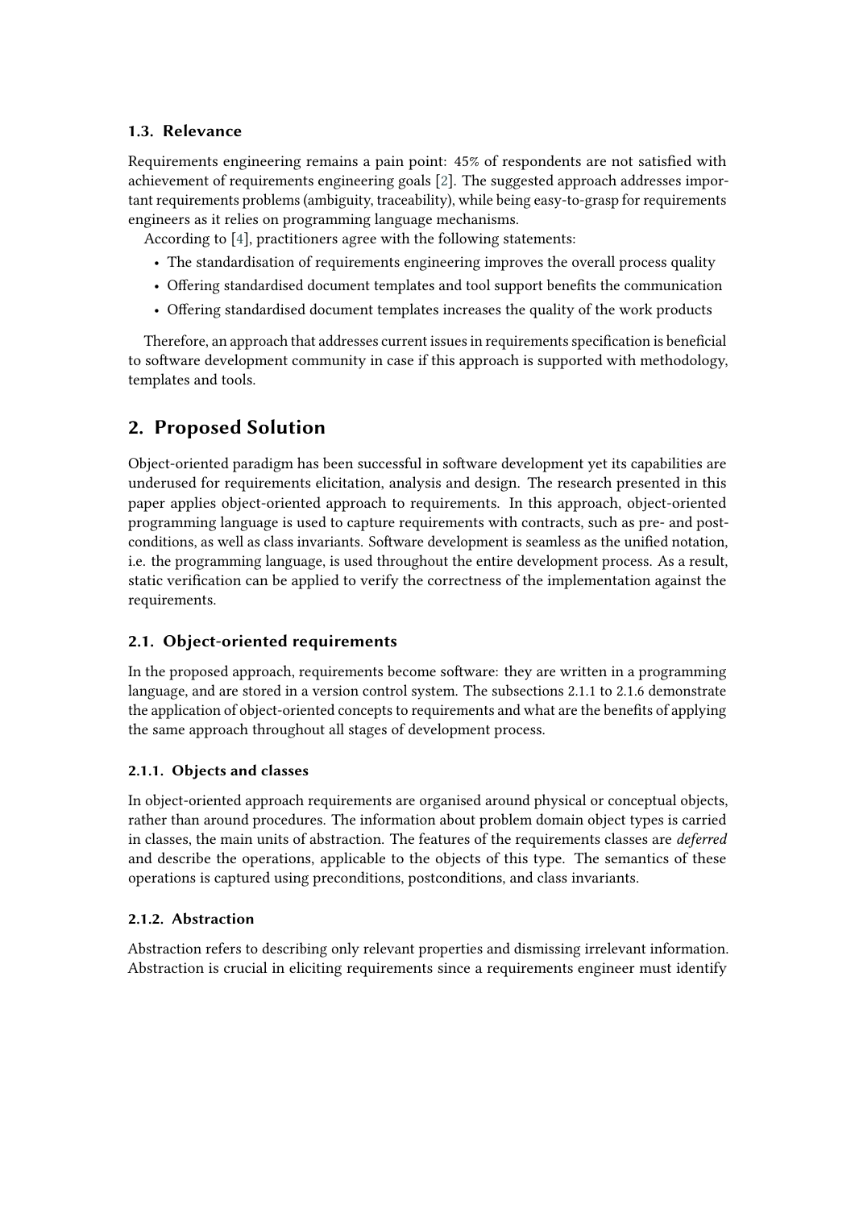### 1.3. Relevance

Requirements engineering remains a pain point: 45% of respondents are not satisfied with achievement of requirements engineering goals [2]. The suggested approach addresses important requirements problems (ambiguity, traceability), while being easy-to-grasp for requirements engineers as it relies on programming language mechanisms.

According to [4], practitioners agree with the following statements:

- The standardisation of requirements engineering improves the overall process quality
- Offering standardised document templates and tool support benefits the communication
- Offering standardised document templates increases the quality of the work products

Therefore, an approach that addresses current issues in requirements specification is beneficial to software development community in case if this approach is supported with methodology, templates and tools.

## 2. Proposed Solution

Object-oriented paradigm has been successful in software development yet its capabilities are underused for requirements elicitation, analysis and design. The research presented in this paper applies object-oriented approach to requirements. In this approach, object-oriented programming language is used to capture requirements with contracts, such as pre- and post-conditions, as well as class invariants. Software development is seamless as the unified notation, i.e. the programming language, is used throughout the entire development process. As a result, static verification can be applied to verify the correctness of the implementation against the requirements.

### 2.1. Object-oriented requirements

In the proposed approach, requirements become software: they are written in a programming language, and are stored in a version control system. The subsections 2.1.1 to 2.1.6 demonstrate the application of object-oriented concepts to requirements and what are the benefits of applying the same approach throughout all stages of development process.

#### 2.1.1. Objects and classes

In object-oriented approach requirements are organised around physical or conceptual objects, rather than around procedures. The information about problem domain object types is carried in classes, the main units of abstraction. The features of the requirements classes are *deferred* and describe the operations, applicable to the objects of this type. The semantics of these operations is captured using preconditions, postconditions, and class invariants.

#### 2.1.2. Abstraction

Abstraction refers to describing only relevant properties and dismissing irrelevant information. Abstraction is crucial in eliciting requirements since a requirements engineer must identify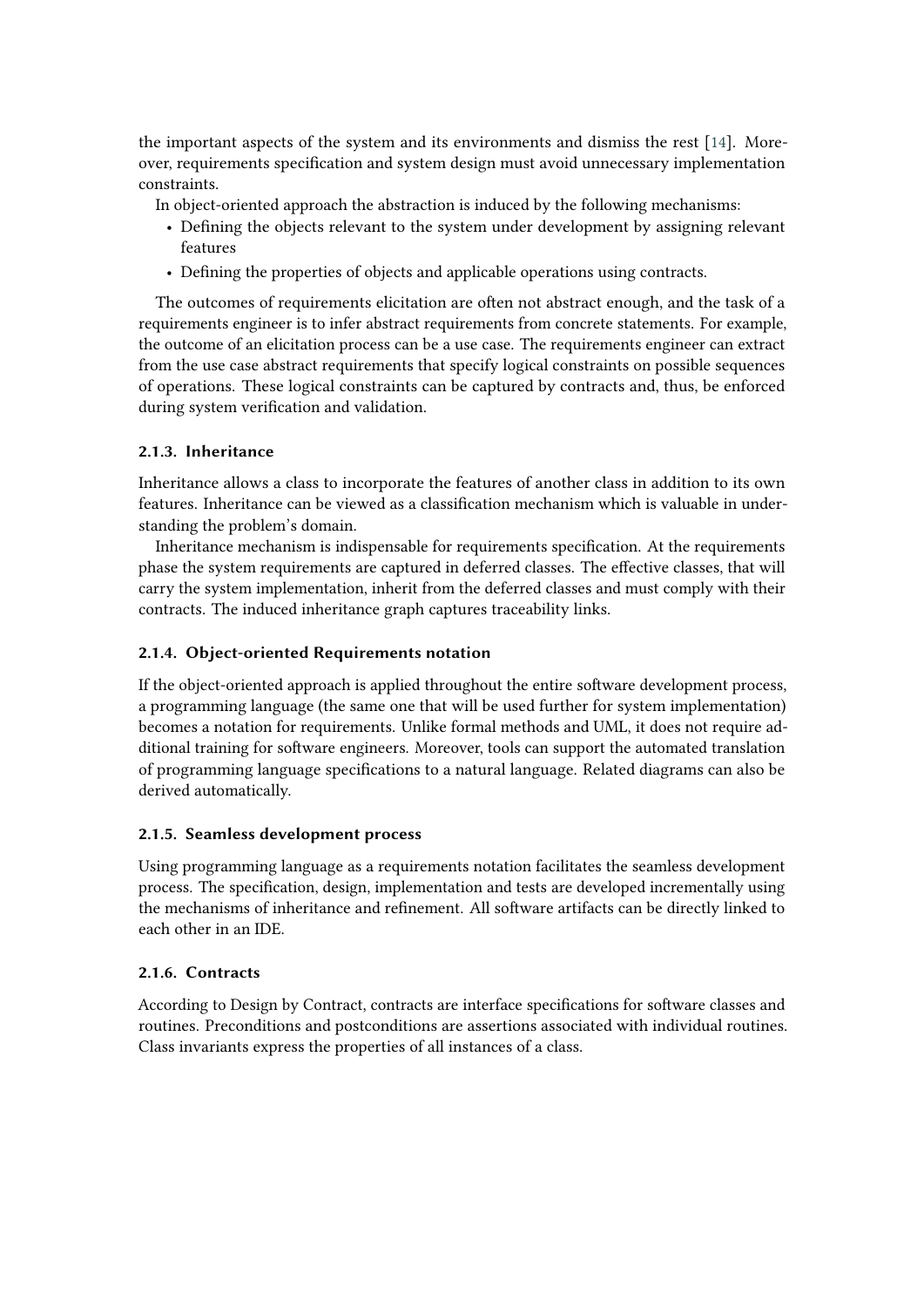the important aspects of the system and its environments and dismiss the rest [14]. Moreover, requirements specification and system design must avoid unnecessary implementation constraints.

In object-oriented approach the abstraction is induced by the following mechanisms:

- Defining the objects relevant to the system under development by assigning relevant features
- Defining the properties of objects and applicable operations using contracts.

The outcomes of requirements elicitation are often not abstract enough, and the task of a requirements engineer is to infer abstract requirements from concrete statements. For example, the outcome of an elicitation process can be a use case. The requirements engineer can extract from the use case abstract requirements that specify logical constraints on possible sequences of operations. These logical constraints can be captured by contracts and, thus, be enforced during system verification and validation.

### 2.1.3. Inheritance

Inheritance allows a class to incorporate the features of another class in addition to its own features. Inheritance can be viewed as a classification mechanism which is valuable in understanding the problem's domain.

Inheritance mechanism is indispensable for requirements specification. At the requirements phase the system requirements are captured in deferred classes. The effective classes, that will carry the system implementation, inherit from the deferred classes and must comply with their contracts. The induced inheritance graph captures traceability links.

### 2.1.4. Object-oriented Requirements notation

If the object-oriented approach is applied throughout the entire software development process, a programming language (the same one that will be used further for system implementation) becomes a notation for requirements. Unlike formal methods and UML, it does not require additional training for software engineers. Moreover, tools can support the automated translation of programming language specifications to a natural language. Related diagrams can also be derived automatically.

### 2.1.5. Seamless development process

Using programming language as a requirements notation facilitates the seamless development process. The specification, design, implementation and tests are developed incrementally using the mechanisms of inheritance and refinement. All software artifacts can be directly linked to each other in an IDE.

### 2.1.6. Contracts

According to Design by Contract, contracts are interface specifications for software classes and routines. Preconditions and postconditions are assertions associated with individual routines. Class invariants express the properties of all instances of a class.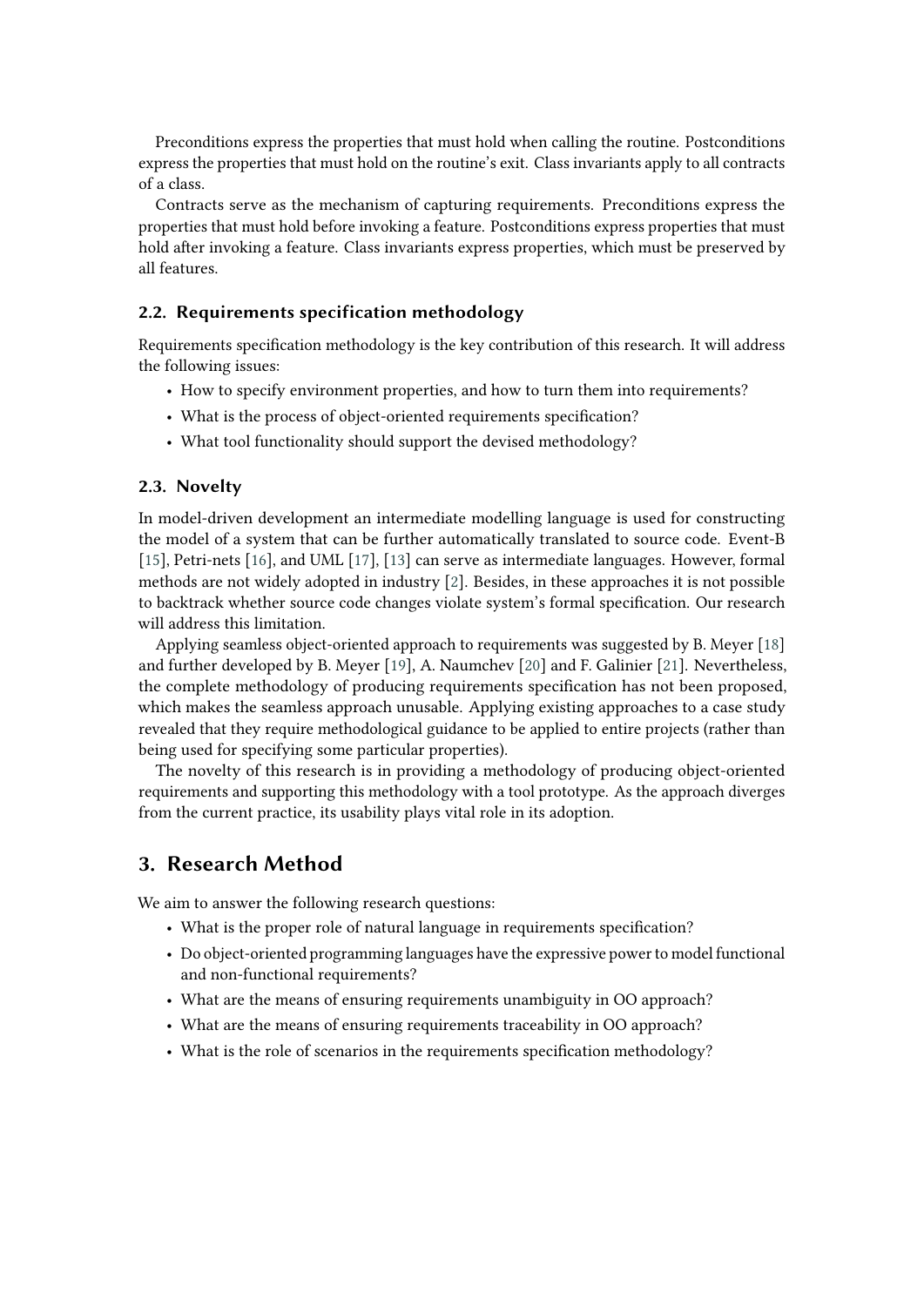Preconditions express the properties that must hold when calling the routine. Postconditions express the properties that must hold on the routine's exit. Class invariants apply to all contracts of a class.

Contracts serve as the mechanism of capturing requirements. Preconditions express the properties that must hold before invoking a feature. Postconditions express properties that must hold after invoking a feature. Class invariants express properties, which must be preserved by all features.

### 2.2. Requirements specification methodology

Requirements specification methodology is the key contribution of this research. It will address the following issues:

- How to specify environment properties, and how to turn them into requirements?
- What is the process of object-oriented requirements specification?
- What tool functionality should support the devised methodology?

### 2.3. Novelty

In model-driven development an intermediate modelling language is used for constructing the model of a system that can be further automatically translated to source code. Event-B [15], Petri-nets [16], and UML [17], [13] can serve as intermediate languages. However, formal methods are not widely adopted in industry [2]. Besides, in these approaches it is not possible to backtrack whether source code changes violate system's formal specification. Our research will address this limitation.

Applying seamless object-oriented approach to requirements was suggested by B. Meyer [18] and further developed by B. Meyer [19], A. Naumchev [20] and F. Galinier [21]. Nevertheless, the complete methodology of producing requirements specification has not been proposed, which makes the seamless approach unusable. Applying existing approaches to a case study revealed that they require methodological guidance to be applied to entire projects (rather than being used for specifying some particular properties).

The novelty of this research is in providing a methodology of producing object-oriented requirements and supporting this methodology with a tool prototype. As the approach diverges from the current practice, its usability plays vital role in its adoption.

## 3. Research Method

We aim to answer the following research questions:

- What is the proper role of natural language in requirements specification?
- Do object-oriented programming languages have the expressive power to model functional and non-functional requirements?
- What are the means of ensuring requirements unambiguity in OO approach?
- What are the means of ensuring requirements traceability in OO approach?
- What is the role of scenarios in the requirements specification methodology?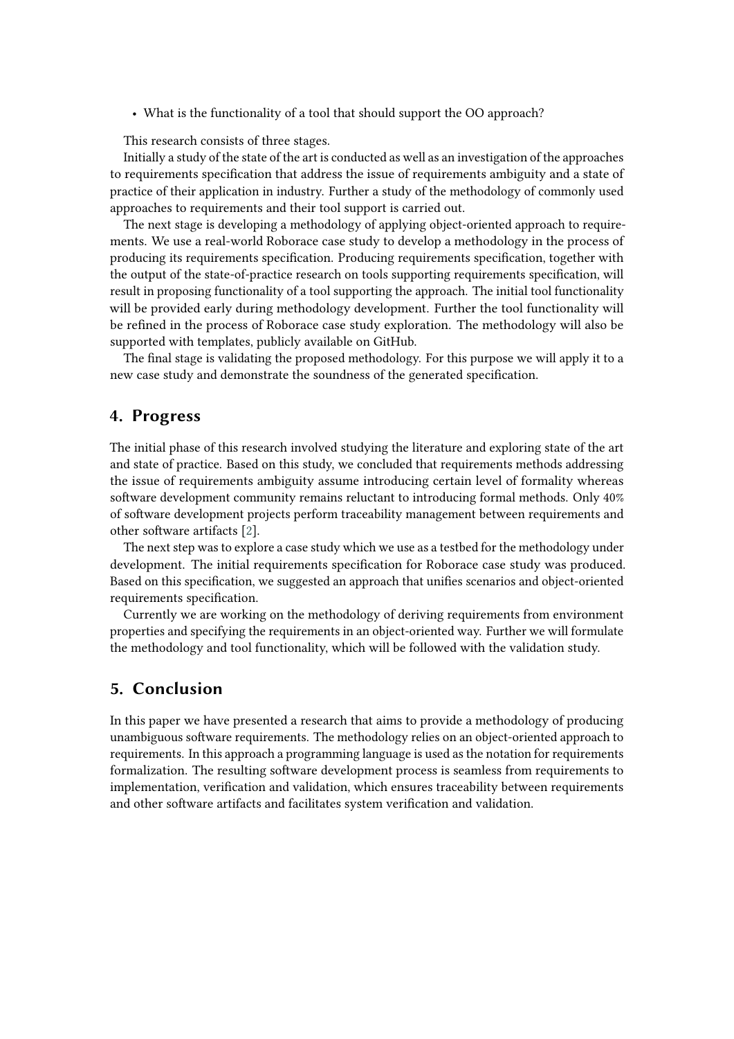- What is the functionality of a tool that should support the OO approach?

This research consists of three stages.

Initially a study of the state of the art is conducted as well as an investigation of the approaches to requirements specification that address the issue of requirements ambiguity and a state of practice of their application in industry. Further a study of the methodology of commonly used approaches to requirements and their tool support is carried out.

The next stage is developing a methodology of applying object-oriented approach to requirements. We use a real-world Roborace case study to develop a methodology in the process of producing its requirements specification. Producing requirements specification, together with the output of the state-of-practice research on tools supporting requirements specification, will result in proposing functionality of a tool supporting the approach. The initial tool functionality will be provided early during methodology development. Further the tool functionality will be refined in the process of Roborace case study exploration. The methodology will also be supported with templates, publicly available on GitHub.

The final stage is validating the proposed methodology. For this purpose we will apply it to a new case study and demonstrate the soundness of the generated specification.

## 4. Progress

The initial phase of this research involved studying the literature and exploring state of the art and state of practice. Based on this study, we concluded that requirements methods addressing the issue of requirements ambiguity assume introducing certain level of formality whereas software development community remains reluctant to introducing formal methods. Only 40% of software development projects perform traceability management between requirements and other software artifacts [2].

The next step was to explore a case study which we use as a testbed for the methodology under development. The initial requirements specification for Roborace case study was produced. Based on this specification, we suggested an approach that unifies scenarios and object-oriented requirements specification.

Currently we are working on the methodology of deriving requirements from environment properties and specifying the requirements in an object-oriented way. Further we will formulate the methodology and tool functionality, which will be followed with the validation study.

## 5. Conclusion

In this paper we have presented a research that aims to provide a methodology of producing unambiguous software requirements. The methodology relies on an object-oriented approach to requirements. In this approach a programming language is used as the notation for requirements formalization. The resulting software development process is seamless from requirements to implementation, verification and validation, which ensures traceability between requirements and other software artifacts and facilitates system verification and validation.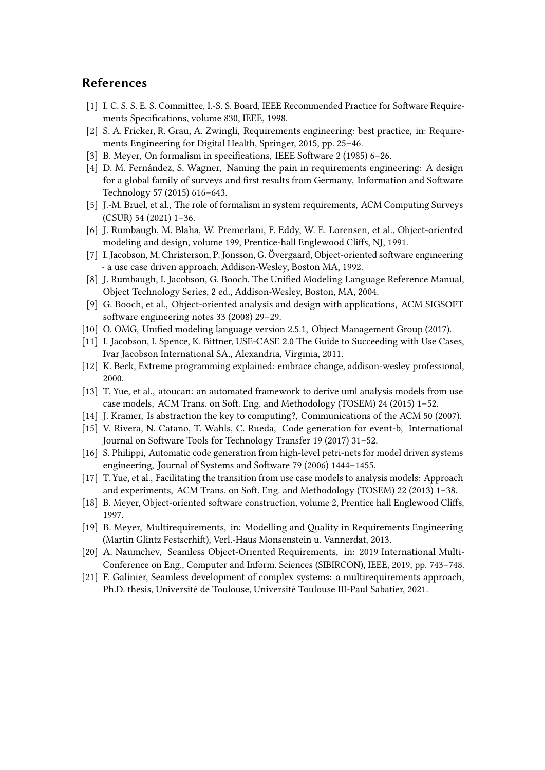## References

[1] I. C. S. S. E. S. Committee, I.-S. S. Board, IEEE Recommended Practice for Software Requirements Specifications, volume 830, IEEE, 1998.

[2] S. A. Fricker, R. Grau, A. Zwingli, Requirements engineering: best practice, in: Requirements Engineering for Digital Health, Springer, 2015, pp. 25–46.

[3] B. Meyer, On formalism in specifications, IEEE Software 2 (1985) 6–26.

[4] D. M. Fernández, S. Wagner, Naming the pain in requirements engineering: A design for a global family of surveys and first results from Germany, Information and Software Technology 57 (2015) 616–643.

[5] J.-M. Bruel, et al., The role of formalism in system requirements, ACM Computing Surveys (CSUR) 54 (2021) 1–36.

[6] J. Rumbaugh, M. Blaha, W. Premerlani, F. Eddy, W. E. Lorensen, et al., Object-oriented modeling and design, volume 199, Prentice-hall Englewood Cliffs, NJ, 1991.

[7] I. Jacobson, M. Christerson, P. Jonsson, G. Övergaard, Object-oriented software engineering - a use case driven approach, Addison-Wesley, Boston MA, 1992.

[8] J. Rumbaugh, I. Jacobson, G. Booch, The Unified Modeling Language Reference Manual, Object Technology Series, 2 ed., Addison-Wesley, Boston, MA, 2004.

[9] G. Booch, et al., Object-oriented analysis and design with applications, ACM SIGSOFT software engineering notes 33 (2008) 29–29.

[10] O. OMG, Unified modeling language version 2.5.1, Object Management Group (2017).

[11] I. Jacobson, I. Spence, K. Bittner, USE-CASE 2.0 The Guide to Succeeding with Use Cases, Ivar Jacobson International SA., Alexandria, Virginia, 2011.

[12] K. Beck, Extreme programming explained: embrace change, addison-wesley professional, 2000.

[13] T. Yue, et al., atoucan: an automated framework to derive uml analysis models from use case models, ACM Trans. on Soft. Eng. and Methodology (TOSEM) 24 (2015) 1–52.

[14] J. Kramer, Is abstraction the key to computing?, Communications of the ACM 50 (2007).

[15] V. Rivera, N. Catano, T. Wahls, C. Rueda, Code generation for event-b, International Journal on Software Tools for Technology Transfer 19 (2017) 31–52.

[16] S. Philippi, Automatic code generation from high-level petri-nets for model driven systems engineering, Journal of Systems and Software 79 (2006) 1444–1455.

[17] T. Yue, et al., Facilitating the transition from use case models to analysis models: Approach and experiments, ACM Trans. on Soft. Eng. and Methodology (TOSEM) 22 (2013) 1–38.

[18] B. Meyer, Object-oriented software construction, volume 2, Prentice hall Englewood Cliffs, 1997.

[19] B. Meyer, Multirequirements, in: Modelling and Quality in Requirements Engineering (Martin Glintz Festscrhift), Verl.-Haus Monsenstein u. Vannerdat, 2013.

[20] A. Naumchev, Seamless Object-Oriented Requirements, in: 2019 International Multi-Conference on Eng., Computer and Inform. Sciences (SIBIRCON), IEEE, 2019, pp. 743–748.

[21] F. Galinier, Seamless development of complex systems: a multirequirements approach, Ph.D. thesis, Université de Toulouse, Université Toulouse III-Paul Sabatier, 2021.